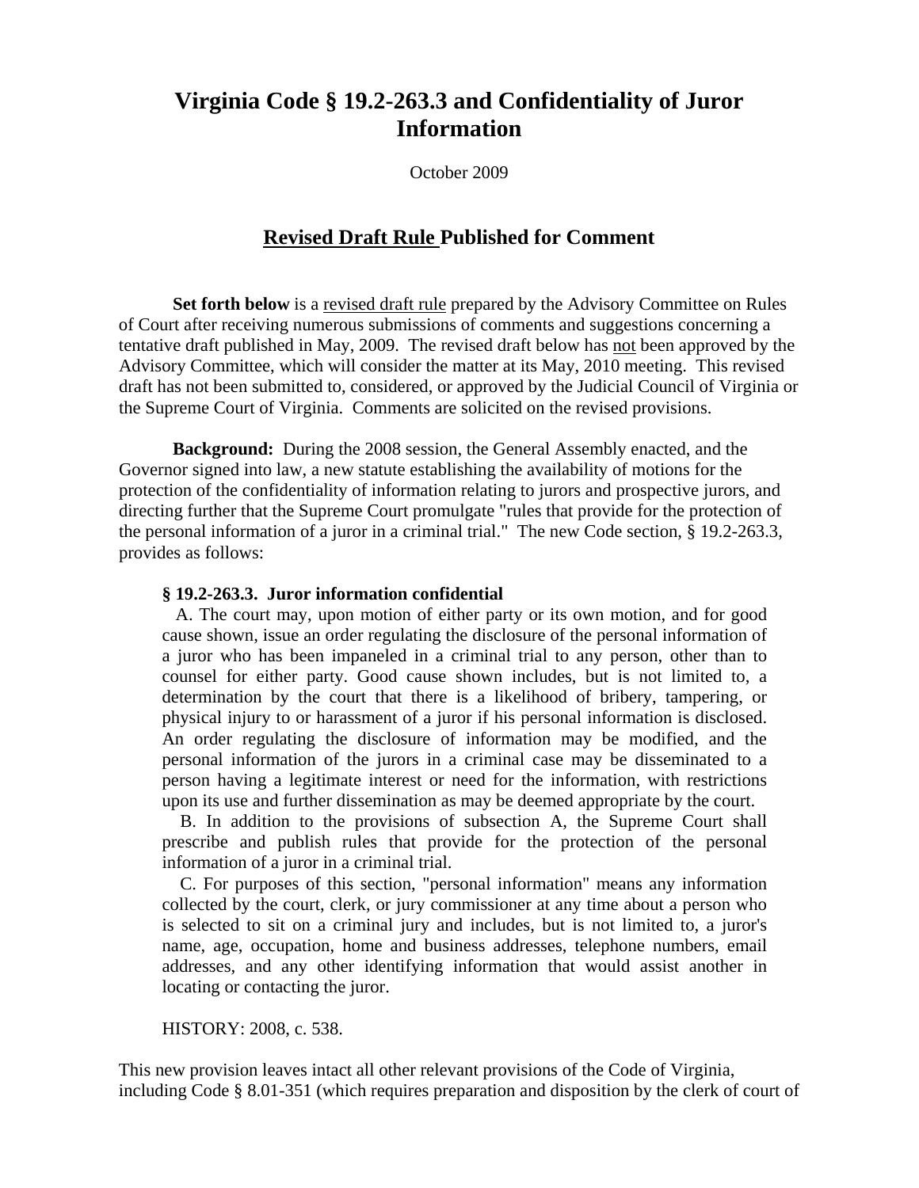# Virginia Code § 19.2-263.3 and Confidentiality of Juror Information

October 2009

## Revised Draft Rule Published for Comment

**Set forth below** is a revised draft rule prepared by the Advisory Committee on Rules of Court after receiving numerous submissions of comments and suggestions concerning a tentative draft published in May, 2009. The revised draft below has not been approved by the Advisory Committee, which will consider the matter at its May, 2010 meeting. This revised draft has not been submitted to, considered, or approved by the Judicial Council of Virginia or the Supreme Court of Virginia. Comments are solicited on the revised provisions.

**Background:** During the 2008 session, the General Assembly enacted, and the Governor signed into law, a new statute establishing the availability of motions for the protection of the confidentiality of information relating to jurors and prospective jurors, and directing further that the Supreme Court promulgate "rules that provide for the protection of the personal information of a juror in a criminal trial." The new Code section, § 19.2-263.3, provides as follows:

> **§ 19.2-263.3. Juror information confidential**
>
> A. The court may, upon motion of either party or its own motion, and for good cause shown, issue an order regulating the disclosure of the personal information of a juror who has been impaneled in a criminal trial to any person, other than to counsel for either party. Good cause shown includes, but is not limited to, a determination by the court that there is a likelihood of bribery, tampering, or physical injury to or harassment of a juror if his personal information is disclosed. An order regulating the disclosure of information may be modified, and the personal information of the jurors in a criminal case may be disseminated to a person having a legitimate interest or need for the information, with restrictions upon its use and further dissemination as may be deemed appropriate by the court.
>
> B. In addition to the provisions of subsection A, the Supreme Court shall prescribe and publish rules that provide for the protection of the personal information of a juror in a criminal trial.
>
> C. For purposes of this section, "personal information" means any information collected by the court, clerk, or jury commissioner at any time about a person who is selected to sit on a criminal jury and includes, but is not limited to, a juror's name, age, occupation, home and business addresses, telephone numbers, email addresses, and any other identifying information that would assist another in locating or contacting the juror.
>
> HISTORY: 2008, c. 538.

This new provision leaves intact all other relevant provisions of the Code of Virginia, including Code § 8.01-351 (which requires preparation and disposition by the clerk of court of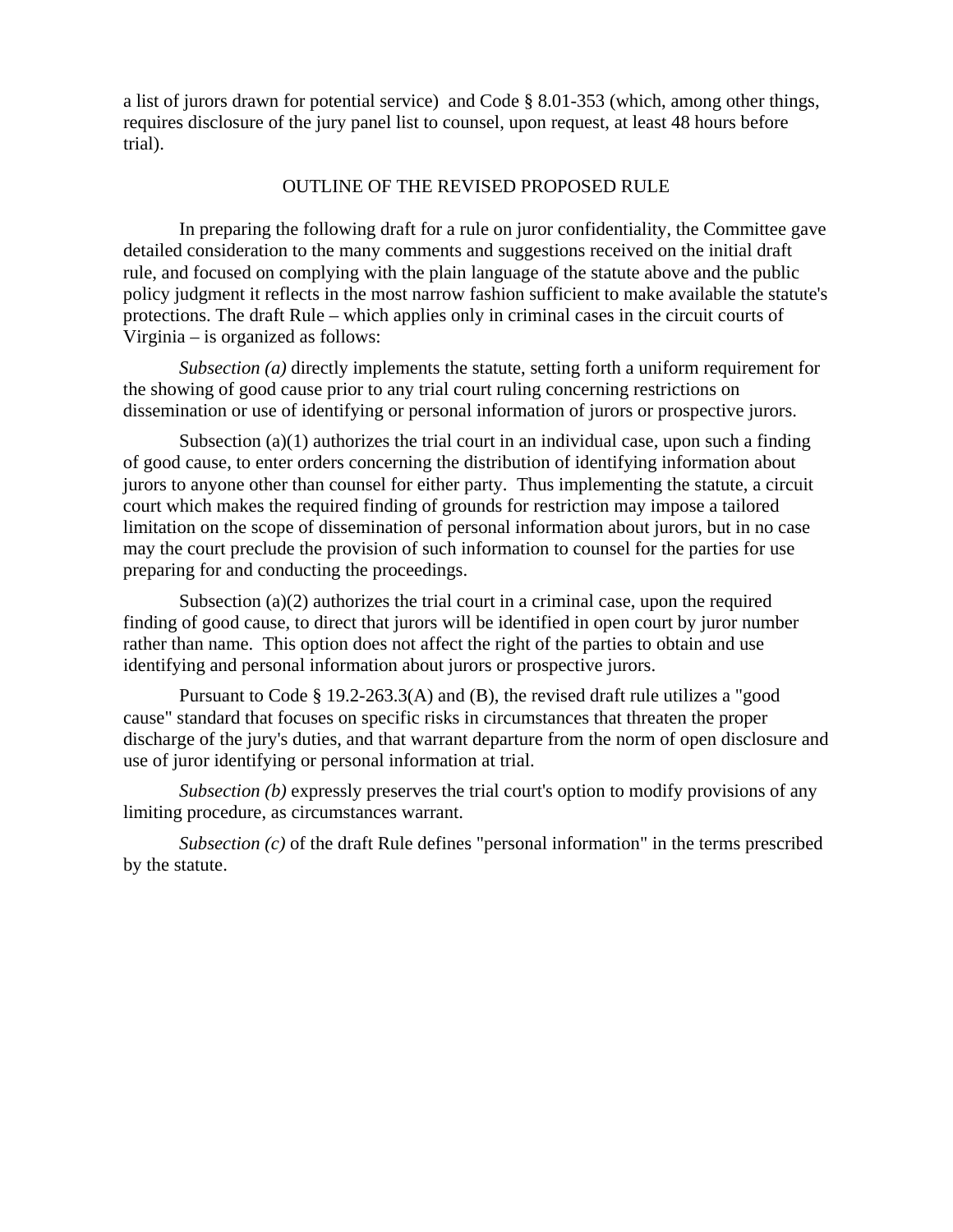a list of jurors drawn for potential service) and Code § 8.01-353 (which, among other things, requires disclosure of the jury panel list to counsel, upon request, at least 48 hours before trial).

## OUTLINE OF THE REVISED PROPOSED RULE

In preparing the following draft for a rule on juror confidentiality, the Committee gave detailed consideration to the many comments and suggestions received on the initial draft rule, and focused on complying with the plain language of the statute above and the public policy judgment it reflects in the most narrow fashion sufficient to make available the statute's protections. The draft Rule – which applies only in criminal cases in the circuit courts of Virginia – is organized as follows:

*Subsection (a)* directly implements the statute, setting forth a uniform requirement for the showing of good cause prior to any trial court ruling concerning restrictions on dissemination or use of identifying or personal information of jurors or prospective jurors.

Subsection (a)(1) authorizes the trial court in an individual case, upon such a finding of good cause, to enter orders concerning the distribution of identifying information about jurors to anyone other than counsel for either party. Thus implementing the statute, a circuit court which makes the required finding of grounds for restriction may impose a tailored limitation on the scope of dissemination of personal information about jurors, but in no case may the court preclude the provision of such information to counsel for the parties for use preparing for and conducting the proceedings.

Subsection (a)(2) authorizes the trial court in a criminal case, upon the required finding of good cause, to direct that jurors will be identified in open court by juror number rather than name. This option does not affect the right of the parties to obtain and use identifying and personal information about jurors or prospective jurors.

Pursuant to Code § 19.2-263.3(A) and (B), the revised draft rule utilizes a "good cause" standard that focuses on specific risks in circumstances that threaten the proper discharge of the jury's duties, and that warrant departure from the norm of open disclosure and use of juror identifying or personal information at trial.

*Subsection (b)* expressly preserves the trial court's option to modify provisions of any limiting procedure, as circumstances warrant.

*Subsection (c)* of the draft Rule defines "personal information" in the terms prescribed by the statute.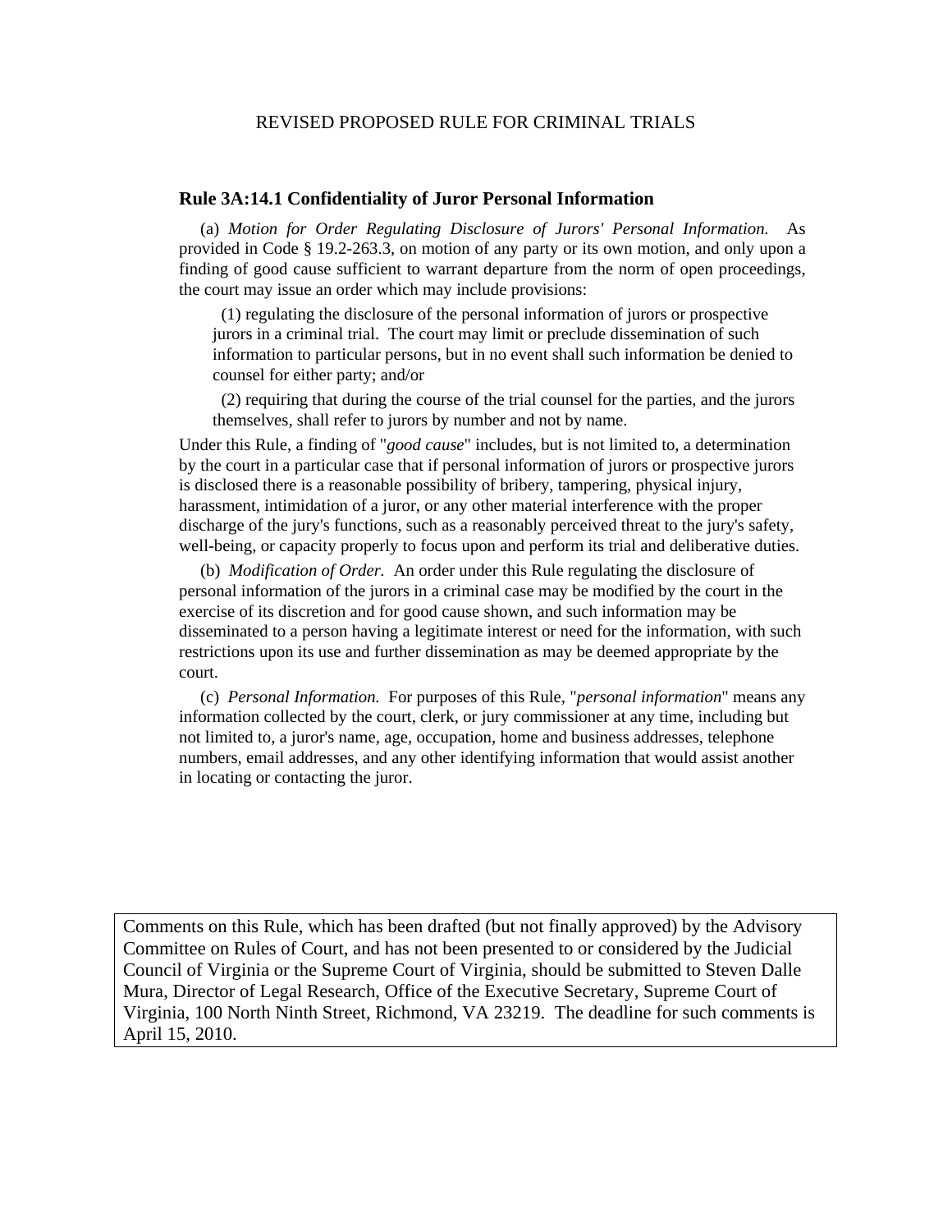REVISED PROPOSED RULE FOR CRIMINAL TRIALS

## Rule 3A:14.1 Confidentiality of Juror Personal Information

(a) *Motion for Order Regulating Disclosure of Jurors' Personal Information.* As provided in Code § 19.2-263.3, on motion of any party or its own motion, and only upon a finding of good cause sufficient to warrant departure from the norm of open proceedings, the court may issue an order which may include provisions:

> (1) regulating the disclosure of the personal information of jurors or prospective jurors in a criminal trial. The court may limit or preclude dissemination of such information to particular persons, but in no event shall such information be denied to counsel for either party; and/or
>
> (2) requiring that during the course of the trial counsel for the parties, and the jurors themselves, shall refer to jurors by number and not by name.

Under this Rule, a finding of "*good cause*" includes, but is not limited to, a determination by the court in a particular case that if personal information of jurors or prospective jurors is disclosed there is a reasonable possibility of bribery, tampering, physical injury, harassment, intimidation of a juror, or any other material interference with the proper discharge of the jury's functions, such as a reasonably perceived threat to the jury's safety, well-being, or capacity properly to focus upon and perform its trial and deliberative duties.

(b) *Modification of Order.* An order under this Rule regulating the disclosure of personal information of the jurors in a criminal case may be modified by the court in the exercise of its discretion and for good cause shown, and such information may be disseminated to a person having a legitimate interest or need for the information, with such restrictions upon its use and further dissemination as may be deemed appropriate by the court.

(c) *Personal Information.* For purposes of this Rule, "*personal information*" means any information collected by the court, clerk, or jury commissioner at any time, including but not limited to, a juror's name, age, occupation, home and business addresses, telephone numbers, email addresses, and any other identifying information that would assist another in locating or contacting the juror.

Comments on this Rule, which has been drafted (but not finally approved) by the Advisory Committee on Rules of Court, and has not been presented to or considered by the Judicial Council of Virginia or the Supreme Court of Virginia, should be submitted to Steven Dalle Mura, Director of Legal Research, Office of the Executive Secretary, Supreme Court of Virginia, 100 North Ninth Street, Richmond, VA 23219. The deadline for such comments is April 15, 2010.